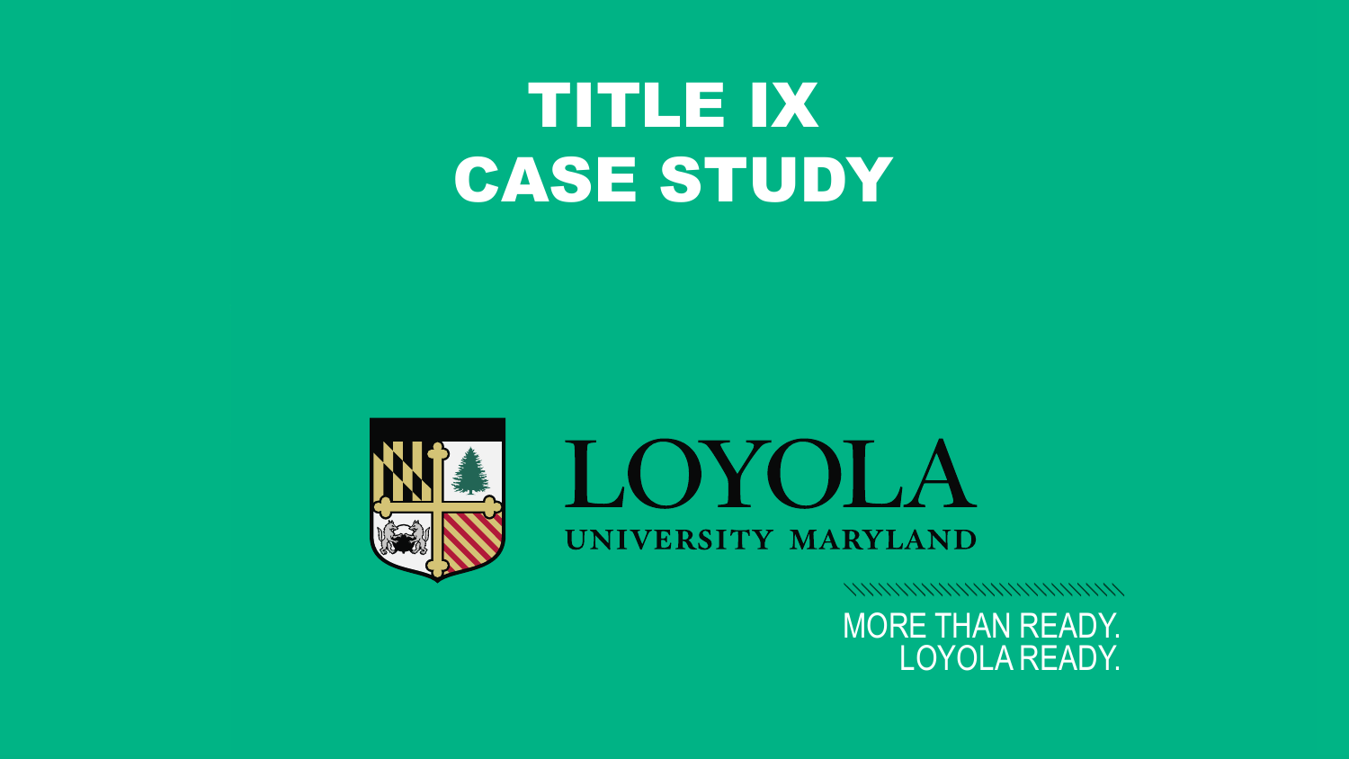# TITLE IX CASE STUDY

LOYOLA

UNIVERSITY MARYLAND

MORE THAN READY.
LOYOLA READY.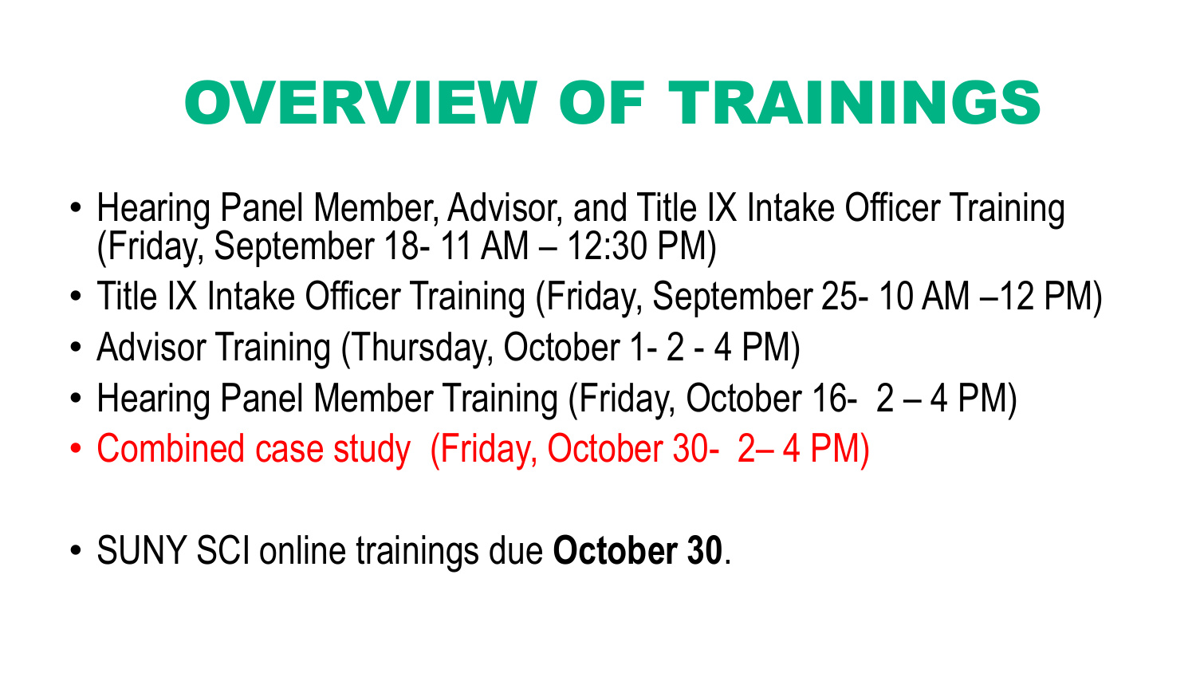# OVERVIEW OF TRAININGS

- Hearing Panel Member, Advisor, and Title IX Intake Officer Training (Friday, September 18- 11 AM – 12:30 PM)
- Title IX Intake Officer Training (Friday, September 25- 10 AM –12 PM)
- Advisor Training (Thursday, October 1- 2 - 4 PM)
- Hearing Panel Member Training (Friday, October 16- 2 – 4 PM)
- Combined case study (Friday, October 30- 2– 4 PM)

- SUNY SCI online trainings due **October 30**.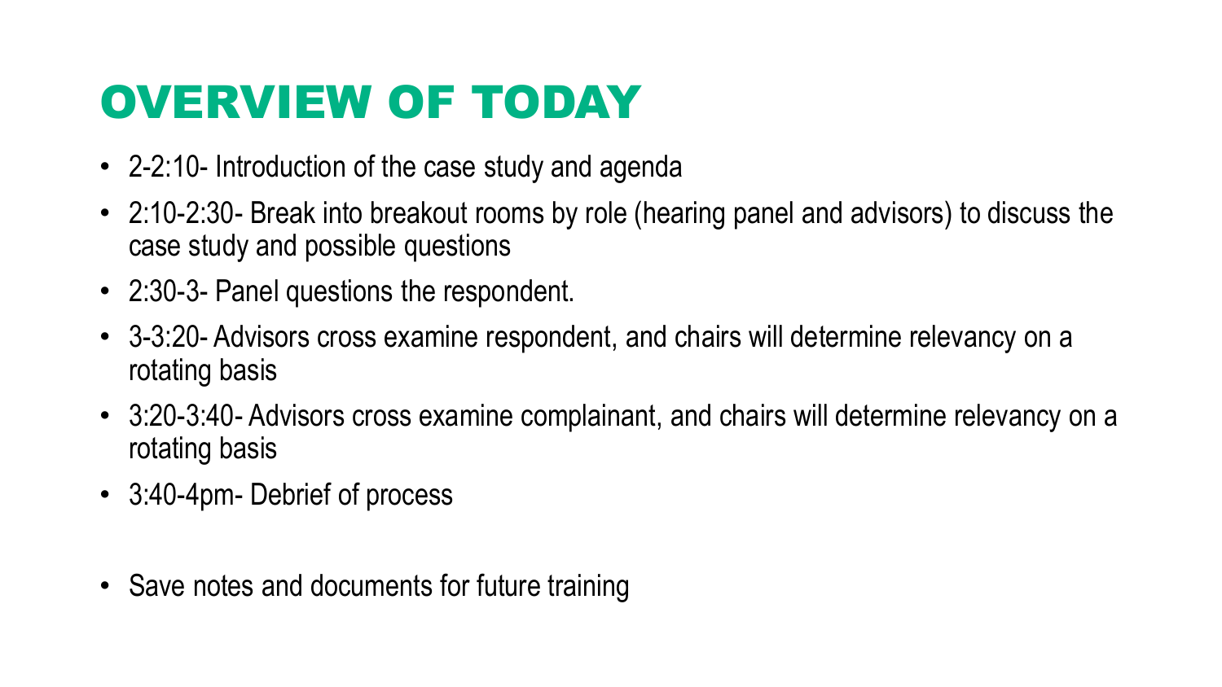# OVERVIEW OF TODAY

- 2-2:10- Introduction of the case study and agenda
- 2:10-2:30- Break into breakout rooms by role (hearing panel and advisors) to discuss the case study and possible questions
- 2:30-3- Panel questions the respondent.
- 3-3:20- Advisors cross examine respondent, and chairs will determine relevancy on a rotating basis
- 3:20-3:40- Advisors cross examine complainant, and chairs will determine relevancy on a rotating basis
- 3:40-4pm- Debrief of process

- Save notes and documents for future training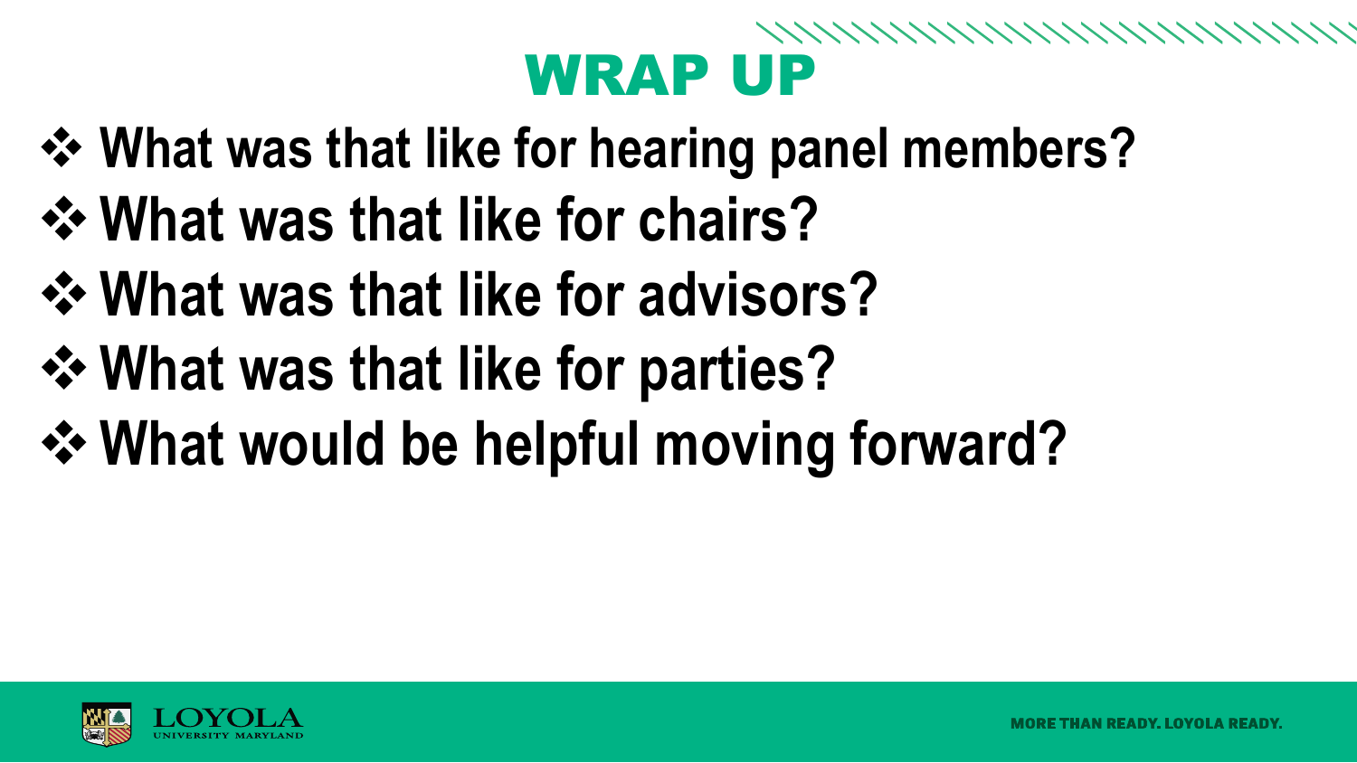# WRAP UP

- What was that like for hearing panel members?
- What was that like for chairs?
- What was that like for advisors?
- What was that like for parties?
- What would be helpful moving forward?